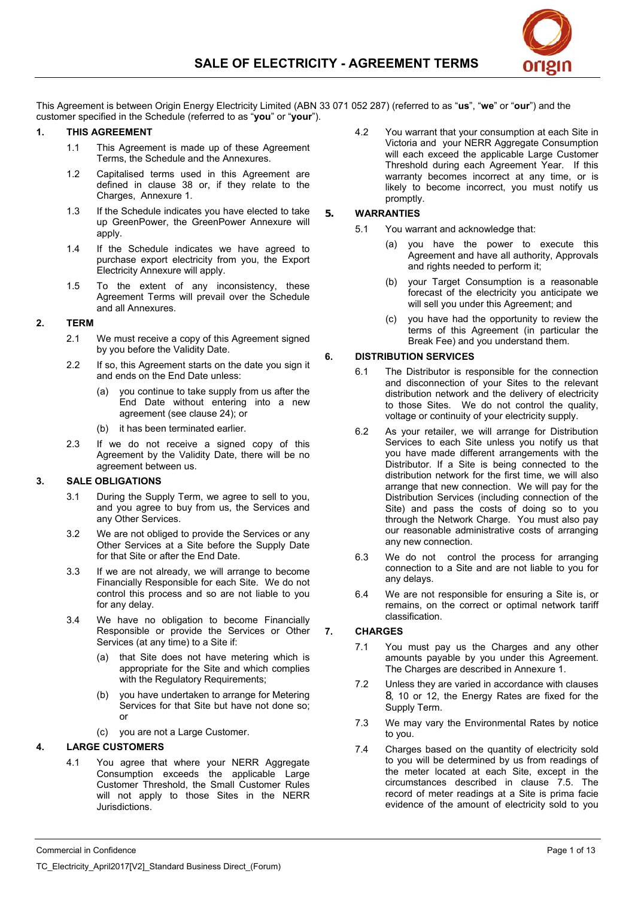# SALE OF ELECTRICITY - AGREEMENT TERMS

This Agreement is between Origin Energy Electricity Limited (ABN 33 071 052 287) (referred to as "**us**", "**we**" or "**our**") and the customer specified in the Schedule (referred to as "**you**" or "**your**").

## 1. THIS AGREEMENT

1.1 This Agreement is made up of these Agreement Terms, the Schedule and the Annexures.

1.2 Capitalised terms used in this Agreement are defined in clause 38 or, if they relate to the Charges, Annexure 1.

1.3 If the Schedule indicates you have elected to take up GreenPower, the GreenPower Annexure will apply.

1.4 If the Schedule indicates we have agreed to purchase export electricity from you, the Export Electricity Annexure will apply.

1.5 To the extent of any inconsistency, these Agreement Terms will prevail over the Schedule and all Annexures.

## 2. TERM

2.1 We must receive a copy of this Agreement signed by you before the Validity Date.

2.2 If so, this Agreement starts on the date you sign it and ends on the End Date unless:

(a) you continue to take supply from us after the End Date without entering into a new agreement (see clause 24); or

(b) it has been terminated earlier.

2.3 If we do not receive a signed copy of this Agreement by the Validity Date, there will be no agreement between us.

## 3. SALE OBLIGATIONS

3.1 During the Supply Term, we agree to sell to you, and you agree to buy from us, the Services and any Other Services.

3.2 We are not obliged to provide the Services or any Other Services at a Site before the Supply Date for that Site or after the End Date.

3.3 If we are not already, we will arrange to become Financially Responsible for each Site. We do not control this process and so are not liable to you for any delay.

3.4 We have no obligation to become Financially Responsible or provide the Services or Other Services (at any time) to a Site if:

(a) that Site does not have metering which is appropriate for the Site and which complies with the Regulatory Requirements;

(b) you have undertaken to arrange for Metering Services for that Site but have not done so; or

(c) you are not a Large Customer.

## 4. LARGE CUSTOMERS

4.1 You agree that where your NERR Aggregate Consumption exceeds the applicable Large Customer Threshold, the Small Customer Rules will not apply to those Sites in the NERR Jurisdictions.

4.2 You warrant that your consumption at each Site in Victoria and your NERR Aggregate Consumption will each exceed the applicable Large Customer Threshold during each Agreement Year. If this warranty becomes incorrect at any time, or is likely to become incorrect, you must notify us promptly.

## 5. WARRANTIES

5.1 You warrant and acknowledge that:

(a) you have the power to execute this Agreement and have all authority, Approvals and rights needed to perform it;

(b) your Target Consumption is a reasonable forecast of the electricity you anticipate we will sell you under this Agreement; and

(c) you have had the opportunity to review the terms of this Agreement (in particular the Break Fee) and you understand them.

## 6. DISTRIBUTION SERVICES

6.1 The Distributor is responsible for the connection and disconnection of your Sites to the relevant distribution network and the delivery of electricity to those Sites. We do not control the quality, voltage or continuity of your electricity supply.

6.2 As your retailer, we will arrange for Distribution Services to each Site unless you notify us that you have made different arrangements with the Distributor. If a Site is being connected to the distribution network for the first time, we will also arrange that new connection. We will pay for the Distribution Services (including connection of the Site) and pass the costs of doing so to you through the Network Charge. You must also pay our reasonable administrative costs of arranging any new connection.

6.3 We do not control the process for arranging connection to a Site and are not liable to you for any delays.

6.4 We are not responsible for ensuring a Site is, or remains, on the correct or optimal network tariff classification.

## 7. CHARGES

7.1 You must pay us the Charges and any other amounts payable by you under this Agreement. The Charges are described in Annexure 1.

7.2 Unless they are varied in accordance with clauses 8, 10 or 12, the Energy Rates are fixed for the Supply Term.

7.3 We may vary the Environmental Rates by notice to you.

7.4 Charges based on the quantity of electricity sold to you will be determined by us from readings of the meter located at each Site, except in the circumstances described in clause 7.5. The record of meter readings at a Site is prima facie evidence of the amount of electricity sold to you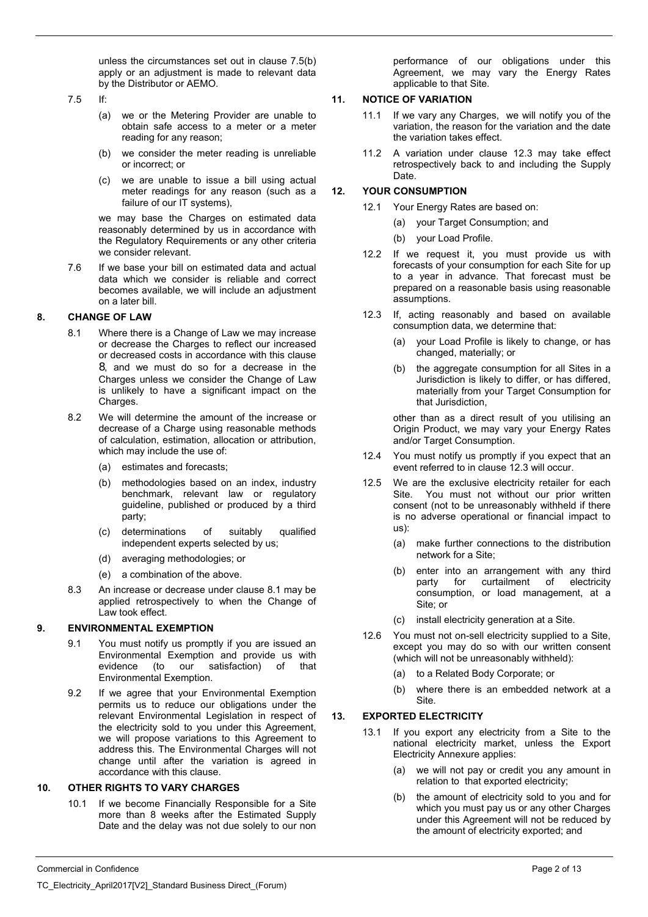unless the circumstances set out in clause 7.5(b) apply or an adjustment is made to relevant data by the Distributor or AEMO.

7.5 If:

(a) we or the Metering Provider are unable to obtain safe access to a meter or a meter reading for any reason;

(b) we consider the meter reading is unreliable or incorrect; or

(c) we are unable to issue a bill using actual meter readings for any reason (such as a failure of our IT systems),

we may base the Charges on estimated data reasonably determined by us in accordance with the Regulatory Requirements or any other criteria we consider relevant.

7.6 If we base your bill on estimated data and actual data which we consider is reliable and correct becomes available, we will include an adjustment on a later bill.

## 8. CHANGE OF LAW

8.1 Where there is a Change of Law we may increase or decrease the Charges to reflect our increased or decreased costs in accordance with this clause 8, and we must do so for a decrease in the Charges unless we consider the Change of Law is unlikely to have a significant impact on the Charges.

8.2 We will determine the amount of the increase or decrease of a Charge using reasonable methods of calculation, estimation, allocation or attribution, which may include the use of:

(a) estimates and forecasts;

(b) methodologies based on an index, industry benchmark, relevant law or regulatory guideline, published or produced by a third party;

(c) determinations of suitably qualified independent experts selected by us;

(d) averaging methodologies; or

(e) a combination of the above.

8.3 An increase or decrease under clause 8.1 may be applied retrospectively to when the Change of Law took effect.

## 9. ENVIRONMENTAL EXEMPTION

9.1 You must notify us promptly if you are issued an Environmental Exemption and provide us with evidence (to our satisfaction) of that Environmental Exemption.

9.2 If we agree that your Environmental Exemption permits us to reduce our obligations under the relevant Environmental Legislation in respect of the electricity sold to you under this Agreement, we will propose variations to this Agreement to address this. The Environmental Charges will not change until after the variation is agreed in accordance with this clause.

## 10. OTHER RIGHTS TO VARY CHARGES

10.1 If we become Financially Responsible for a Site more than 8 weeks after the Estimated Supply Date and the delay was not due solely to our non performance of our obligations under this Agreement, we may vary the Energy Rates applicable to that Site.

## 11. NOTICE OF VARIATION

11.1 If we vary any Charges, we will notify you of the variation, the reason for the variation and the date the variation takes effect.

11.2 A variation under clause 12.3 may take effect retrospectively back to and including the Supply Date.

## 12. YOUR CONSUMPTION

12.1 Your Energy Rates are based on:

(a) your Target Consumption; and

(b) your Load Profile.

12.2 If we request it, you must provide us with forecasts of your consumption for each Site for up to a year in advance. That forecast must be prepared on a reasonable basis using reasonable assumptions.

12.3 If, acting reasonably and based on available consumption data, we determine that:

(a) your Load Profile is likely to change, or has changed, materially; or

(b) the aggregate consumption for all Sites in a Jurisdiction is likely to differ, or has differed, materially from your Target Consumption for that Jurisdiction,

other than as a direct result of you utilising an Origin Product, we may vary your Energy Rates and/or Target Consumption.

12.4 You must notify us promptly if you expect that an event referred to in clause 12.3 will occur.

12.5 We are the exclusive electricity retailer for each Site. You must not without our prior written consent (not to be unreasonably withheld if there is no adverse operational or financial impact to us):

(a) make further connections to the distribution network for a Site;

(b) enter into an arrangement with any third party for curtailment of electricity consumption, or load management, at a Site; or

(c) install electricity generation at a Site.

12.6 You must not on-sell electricity supplied to a Site, except you may do so with our written consent (which will not be unreasonably withheld):

(a) to a Related Body Corporate; or

(b) where there is an embedded network at a Site.

## 13. EXPORTED ELECTRICITY

13.1 If you export any electricity from a Site to the national electricity market, unless the Export Electricity Annexure applies:

(a) we will not pay or credit you any amount in relation to that exported electricity;

(b) the amount of electricity sold to you and for which you must pay us or any other Charges under this Agreement will not be reduced by the amount of electricity exported; and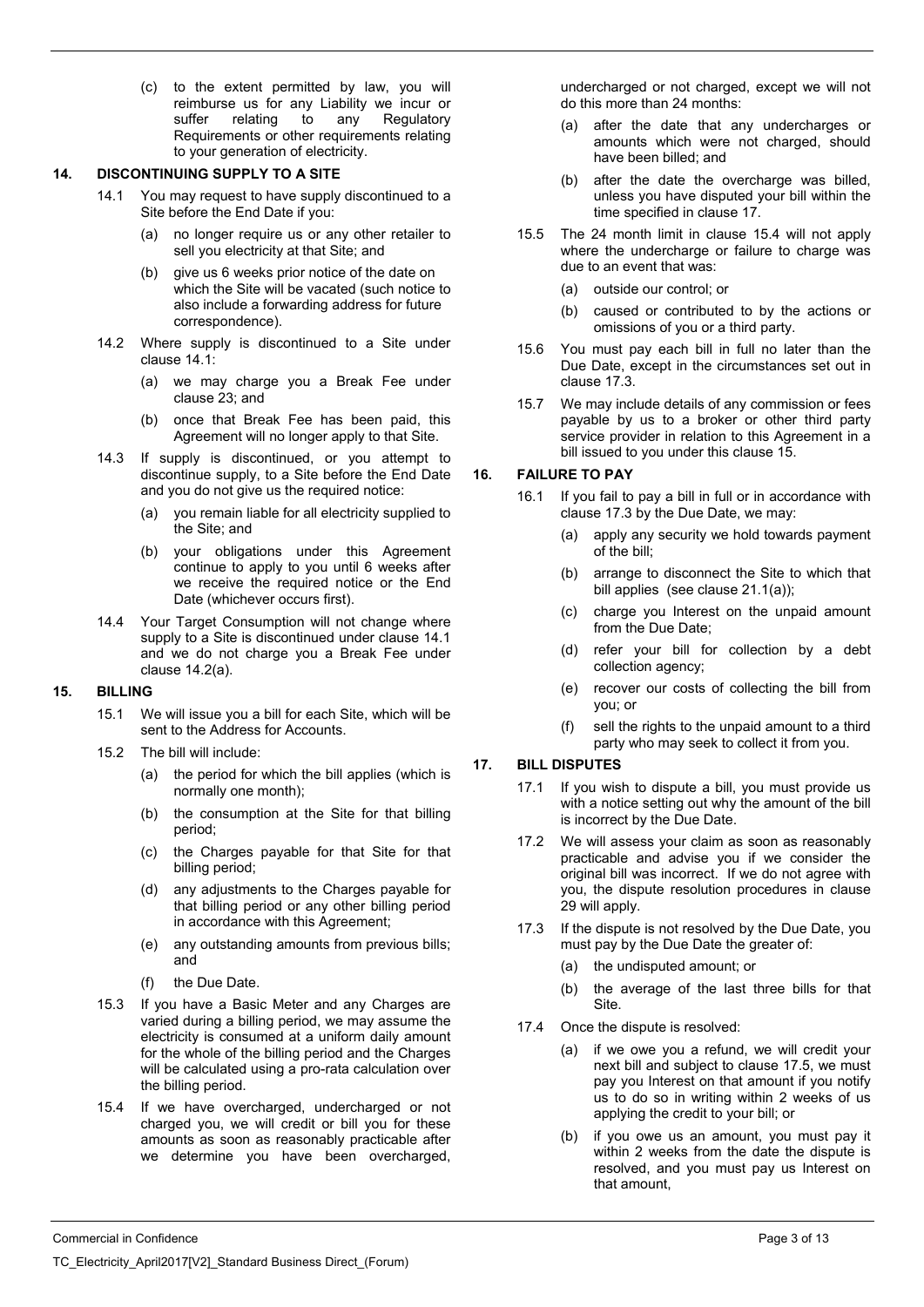(c) to the extent permitted by law, you will reimburse us for any Liability we incur or suffer relating to any Regulatory Requirements or other requirements relating to your generation of electricity.

## 14. DISCONTINUING SUPPLY TO A SITE

14.1 You may request to have supply discontinued to a Site before the End Date if you:

(a) no longer require us or any other retailer to sell you electricity at that Site; and

(b) give us 6 weeks prior notice of the date on which the Site will be vacated (such notice to also include a forwarding address for future correspondence).

14.2 Where supply is discontinued to a Site under clause 14.1:

(a) we may charge you a Break Fee under clause 23; and

(b) once that Break Fee has been paid, this Agreement will no longer apply to that Site.

14.3 If supply is discontinued, or you attempt to discontinue supply, to a Site before the End Date and you do not give us the required notice:

(a) you remain liable for all electricity supplied to the Site; and

(b) your obligations under this Agreement continue to apply to you until 6 weeks after we receive the required notice or the End Date (whichever occurs first).

14.4 Your Target Consumption will not change where supply to a Site is discontinued under clause 14.1 and we do not charge you a Break Fee under clause 14.2(a).

## 15. BILLING

15.1 We will issue you a bill for each Site, which will be sent to the Address for Accounts.

15.2 The bill will include:

(a) the period for which the bill applies (which is normally one month);

(b) the consumption at the Site for that billing period;

(c) the Charges payable for that Site for that billing period;

(d) any adjustments to the Charges payable for that billing period or any other billing period in accordance with this Agreement;

(e) any outstanding amounts from previous bills; and

(f) the Due Date.

15.3 If you have a Basic Meter and any Charges are varied during a billing period, we may assume the electricity is consumed at a uniform daily amount for the whole of the billing period and the Charges will be calculated using a pro-rata calculation over the billing period.

15.4 If we have overcharged, undercharged or not charged you, we will credit or bill you for these amounts as soon as reasonably practicable after we determine you have been overcharged, undercharged or not charged, except we will not do this more than 24 months:

(a) after the date that any undercharges or amounts which were not charged, should have been billed; and

(b) after the date the overcharge was billed, unless you have disputed your bill within the time specified in clause 17.

15.5 The 24 month limit in clause 15.4 will not apply where the undercharge or failure to charge was due to an event that was:

(a) outside our control; or

(b) caused or contributed to by the actions or omissions of you or a third party.

15.6 You must pay each bill in full no later than the Due Date, except in the circumstances set out in clause 17.3.

15.7 We may include details of any commission or fees payable by us to a broker or other third party service provider in relation to this Agreement in a bill issued to you under this clause 15.

## 16. FAILURE TO PAY

16.1 If you fail to pay a bill in full or in accordance with clause 17.3 by the Due Date, we may:

(a) apply any security we hold towards payment of the bill;

(b) arrange to disconnect the Site to which that bill applies (see clause 21.1(a));

(c) charge you Interest on the unpaid amount from the Due Date;

(d) refer your bill for collection by a debt collection agency;

(e) recover our costs of collecting the bill from you; or

(f) sell the rights to the unpaid amount to a third party who may seek to collect it from you.

## 17. BILL DISPUTES

17.1 If you wish to dispute a bill, you must provide us with a notice setting out why the amount of the bill is incorrect by the Due Date.

17.2 We will assess your claim as soon as reasonably practicable and advise you if we consider the original bill was incorrect. If we do not agree with you, the dispute resolution procedures in clause 29 will apply.

17.3 If the dispute is not resolved by the Due Date, you must pay by the Due Date the greater of:

(a) the undisputed amount; or

(b) the average of the last three bills for that Site.

17.4 Once the dispute is resolved:

(a) if we owe you a refund, we will credit your next bill and subject to clause 17.5, we must pay you Interest on that amount if you notify us to do so in writing within 2 weeks of us applying the credit to your bill; or

(b) if you owe us an amount, you must pay it within 2 weeks from the date the dispute is resolved, and you must pay us Interest on that amount,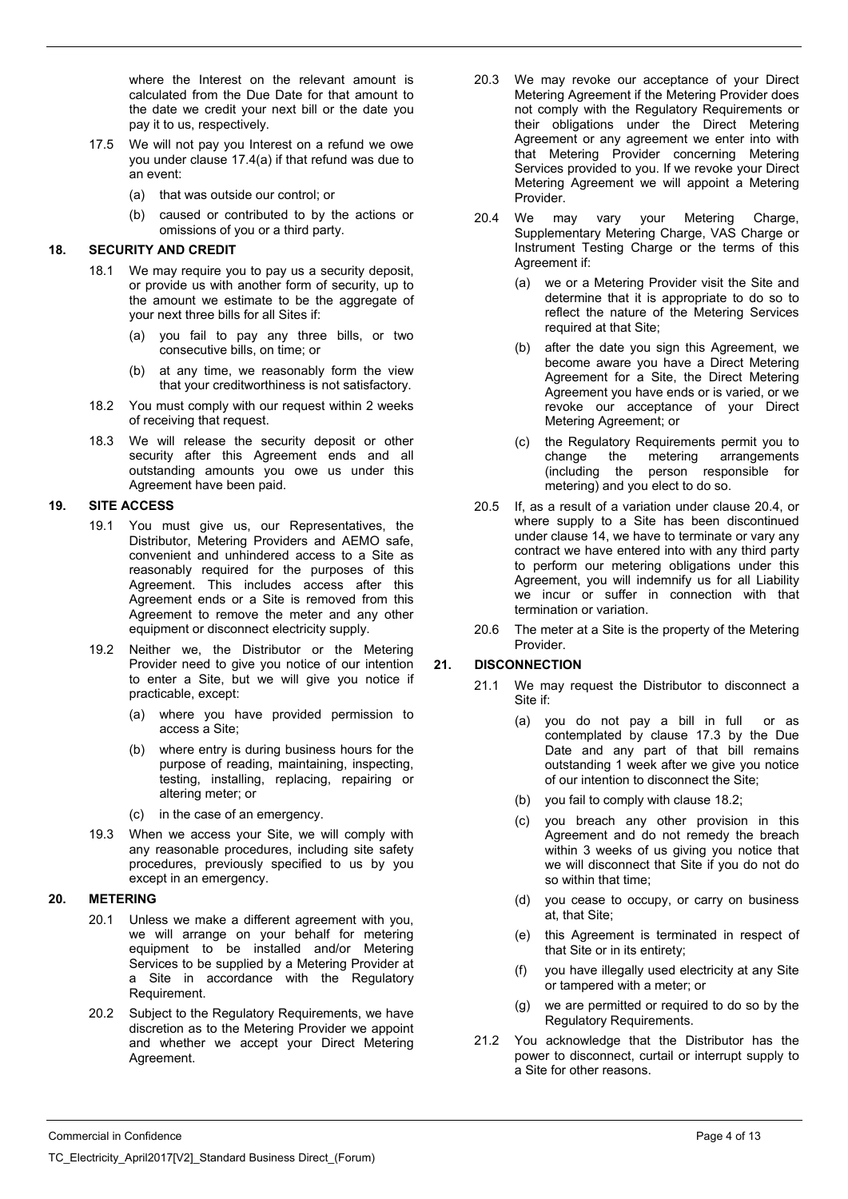where the Interest on the relevant amount is calculated from the Due Date for that amount to the date we credit your next bill or the date you pay it to us, respectively.

17.5 We will not pay you Interest on a refund we owe you under clause 17.4(a) if that refund was due to an event:

(a) that was outside our control; or

(b) caused or contributed to by the actions or omissions of you or a third party.

## 18. SECURITY AND CREDIT

18.1 We may require you to pay us a security deposit, or provide us with another form of security, up to the amount we estimate to be the aggregate of your next three bills for all Sites if:

(a) you fail to pay any three bills, or two consecutive bills, on time; or

(b) at any time, we reasonably form the view that your creditworthiness is not satisfactory.

18.2 You must comply with our request within 2 weeks of receiving that request.

18.3 We will release the security deposit or other security after this Agreement ends and all outstanding amounts you owe us under this Agreement have been paid.

## 19. SITE ACCESS

19.1 You must give us, our Representatives, the Distributor, Metering Providers and AEMO safe, convenient and unhindered access to a Site as reasonably required for the purposes of this Agreement. This includes access after this Agreement ends or a Site is removed from this Agreement to remove the meter and any other equipment or disconnect electricity supply.

19.2 Neither we, the Distributor or the Metering Provider need to give you notice of our intention to enter a Site, but we will give you notice if practicable, except:

(a) where you have provided permission to access a Site;

(b) where entry is during business hours for the purpose of reading, maintaining, inspecting, testing, installing, replacing, repairing or altering meter; or

(c) in the case of an emergency.

19.3 When we access your Site, we will comply with any reasonable procedures, including site safety procedures, previously specified to us by you except in an emergency.

## 20. METERING

20.1 Unless we make a different agreement with you, we will arrange on your behalf for metering equipment to be installed and/or Metering Services to be supplied by a Metering Provider at a Site in accordance with the Regulatory Requirement.

20.2 Subject to the Regulatory Requirements, we have discretion as to the Metering Provider we appoint and whether we accept your Direct Metering Agreement.

20.3 We may revoke our acceptance of your Direct Metering Agreement if the Metering Provider does not comply with the Regulatory Requirements or their obligations under the Direct Metering Agreement or any agreement we enter into with that Metering Provider concerning Metering Services provided to you. If we revoke your Direct Metering Agreement we will appoint a Metering Provider.

20.4 We may vary your Metering Charge, Supplementary Metering Charge, VAS Charge or Instrument Testing Charge or the terms of this Agreement if:

(a) we or a Metering Provider visit the Site and determine that it is appropriate to do so to reflect the nature of the Metering Services required at that Site;

(b) after the date you sign this Agreement, we become aware you have a Direct Metering Agreement for a Site, the Direct Metering Agreement you have ends or is varied, or we revoke our acceptance of your Direct Metering Agreement; or

(c) the Regulatory Requirements permit you to change the metering arrangements (including the person responsible for metering) and you elect to do so.

20.5 If, as a result of a variation under clause 20.4, or where supply to a Site has been discontinued under clause 14, we have to terminate or vary any contract we have entered into with any third party to perform our metering obligations under this Agreement, you will indemnify us for all Liability we incur or suffer in connection with that termination or variation.

20.6 The meter at a Site is the property of the Metering Provider.

## 21. DISCONNECTION

21.1 We may request the Distributor to disconnect a Site if:

(a) you do not pay a bill in full or as contemplated by clause 17.3 by the Due Date and any part of that bill remains outstanding 1 week after we give you notice of our intention to disconnect the Site;

(b) you fail to comply with clause 18.2;

(c) you breach any other provision in this Agreement and do not remedy the breach within 3 weeks of us giving you notice that we will disconnect that Site if you do not do so within that time;

(d) you cease to occupy, or carry on business at, that Site;

(e) this Agreement is terminated in respect of that Site or in its entirety;

(f) you have illegally used electricity at any Site or tampered with a meter; or

(g) we are permitted or required to do so by the Regulatory Requirements.

21.2 You acknowledge that the Distributor has the power to disconnect, curtail or interrupt supply to a Site for other reasons.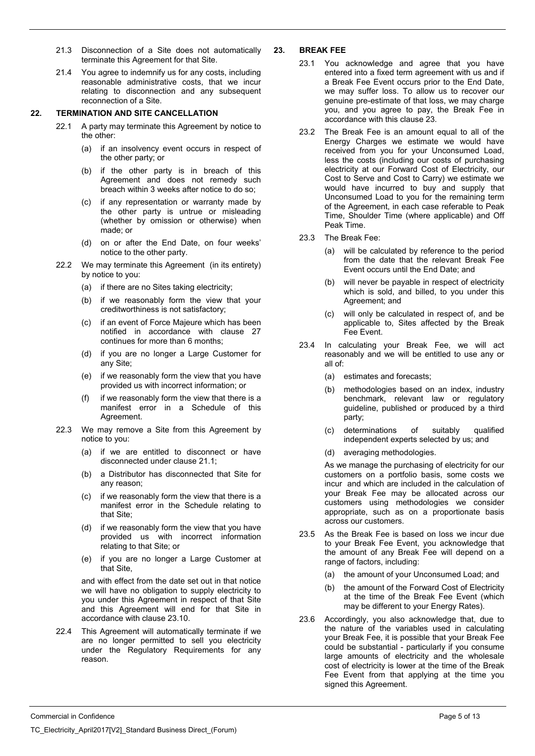21.3 Disconnection of a Site does not automatically terminate this Agreement for that Site.

21.4 You agree to indemnify us for any costs, including reasonable administrative costs, that we incur relating to disconnection and any subsequent reconnection of a Site.

## 22. TERMINATION AND SITE CANCELLATION

22.1 A party may terminate this Agreement by notice to the other:

(a) if an insolvency event occurs in respect of the other party; or

(b) if the other party is in breach of this Agreement and does not remedy such breach within 3 weeks after notice to do so;

(c) if any representation or warranty made by the other party is untrue or misleading (whether by omission or otherwise) when made; or

(d) on or after the End Date, on four weeks' notice to the other party.

22.2 We may terminate this Agreement (in its entirety) by notice to you:

(a) if there are no Sites taking electricity;

(b) if we reasonably form the view that your creditworthiness is not satisfactory;

(c) if an event of Force Majeure which has been notified in accordance with clause 27 continues for more than 6 months;

(d) if you are no longer a Large Customer for any Site;

(e) if we reasonably form the view that you have provided us with incorrect information; or

(f) if we reasonably form the view that there is a manifest error in a Schedule of this Agreement.

22.3 We may remove a Site from this Agreement by notice to you:

(a) if we are entitled to disconnect or have disconnected under clause 21.1;

(b) a Distributor has disconnected that Site for any reason;

(c) if we reasonably form the view that there is a manifest error in the Schedule relating to that Site;

(d) if we reasonably form the view that you have provided us with incorrect information relating to that Site; or

(e) if you are no longer a Large Customer at that Site,

and with effect from the date set out in that notice we will have no obligation to supply electricity to you under this Agreement in respect of that Site and this Agreement will end for that Site in accordance with clause 23.10.

22.4 This Agreement will automatically terminate if we are no longer permitted to sell you electricity under the Regulatory Requirements for any reason.

## 23. BREAK FEE

23.1 You acknowledge and agree that you have entered into a fixed term agreement with us and if a Break Fee Event occurs prior to the End Date, we may suffer loss. To allow us to recover our genuine pre-estimate of that loss, we may charge you, and you agree to pay, the Break Fee in accordance with this clause 23.

23.2 The Break Fee is an amount equal to all of the Energy Charges we estimate we would have received from you for your Unconsumed Load, less the costs (including our costs of purchasing electricity at our Forward Cost of Electricity, our Cost to Serve and Cost to Carry) we estimate we would have incurred to buy and supply that Unconsumed Load to you for the remaining term of the Agreement, in each case referable to Peak Time, Shoulder Time (where applicable) and Off Peak Time.

23.3 The Break Fee:

(a) will be calculated by reference to the period from the date that the relevant Break Fee Event occurs until the End Date; and

(b) will never be payable in respect of electricity which is sold, and billed, to you under this Agreement; and

(c) will only be calculated in respect of, and be applicable to, Sites affected by the Break Fee Event.

23.4 In calculating your Break Fee, we will act reasonably and we will be entitled to use any or all of:

(a) estimates and forecasts;

(b) methodologies based on an index, industry benchmark, relevant law or regulatory guideline, published or produced by a third party;

(c) determinations of suitably qualified independent experts selected by us; and

(d) averaging methodologies.

As we manage the purchasing of electricity for our customers on a portfolio basis, some costs we incur and which are included in the calculation of your Break Fee may be allocated across our customers using methodologies we consider appropriate, such as on a proportionate basis across our customers.

23.5 As the Break Fee is based on loss we incur due to your Break Fee Event, you acknowledge that the amount of any Break Fee will depend on a range of factors, including:

(a) the amount of your Unconsumed Load; and

(b) the amount of the Forward Cost of Electricity at the time of the Break Fee Event (which may be different to your Energy Rates).

23.6 Accordingly, you also acknowledge that, due to the nature of the variables used in calculating your Break Fee, it is possible that your Break Fee could be substantial - particularly if you consume large amounts of electricity and the wholesale cost of electricity is lower at the time of the Break Fee Event from that applying at the time you signed this Agreement.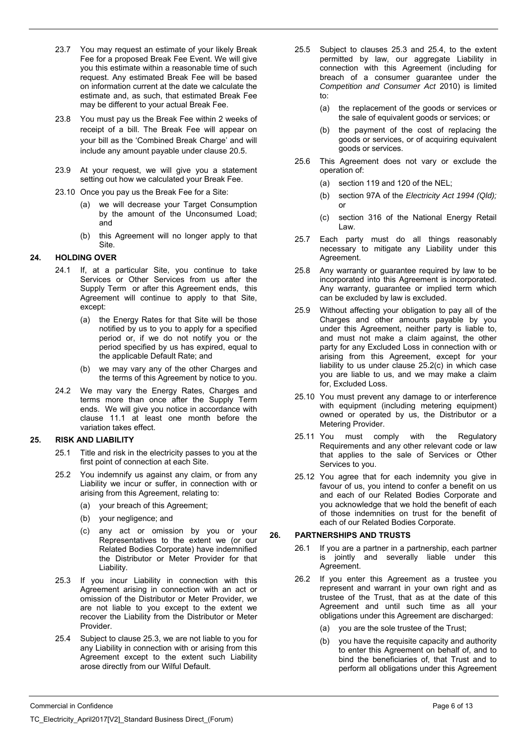23.7 You may request an estimate of your likely Break Fee for a proposed Break Fee Event. We will give you this estimate within a reasonable time of such request. Any estimated Break Fee will be based on information current at the date we calculate the estimate and, as such, that estimated Break Fee may be different to your actual Break Fee.

23.8 You must pay us the Break Fee within 2 weeks of receipt of a bill. The Break Fee will appear on your bill as the 'Combined Break Charge' and will include any amount payable under clause 20.5.

23.9 At your request, we will give you a statement setting out how we calculated your Break Fee.

23.10 Once you pay us the Break Fee for a Site:

- (a) we will decrease your Target Consumption by the amount of the Unconsumed Load; and
- (b) this Agreement will no longer apply to that Site.

## 24. HOLDING OVER

24.1 If, at a particular Site, you continue to take Services or Other Services from us after the Supply Term or after this Agreement ends, this Agreement will continue to apply to that Site, except:

- (a) the Energy Rates for that Site will be those notified by us to you to apply for a specified period or, if we do not notify you or the period specified by us has expired, equal to the applicable Default Rate; and
- (b) we may vary any of the other Charges and the terms of this Agreement by notice to you.

24.2 We may vary the Energy Rates, Charges and terms more than once after the Supply Term ends. We will give you notice in accordance with clause 11.1 at least one month before the variation takes effect.

## 25. RISK AND LIABILITY

25.1 Title and risk in the electricity passes to you at the first point of connection at each Site.

25.2 You indemnify us against any claim, or from any Liability we incur or suffer, in connection with or arising from this Agreement, relating to:

- (a) your breach of this Agreement;
- (b) your negligence; and
- (c) any act or omission by you or your Representatives to the extent we (or our Related Bodies Corporate) have indemnified the Distributor or Meter Provider for that Liability.

25.3 If you incur Liability in connection with this Agreement arising in connection with an act or omission of the Distributor or Meter Provider, we are not liable to you except to the extent we recover the Liability from the Distributor or Meter Provider.

25.4 Subject to clause 25.3, we are not liable to you for any Liability in connection with or arising from this Agreement except to the extent such Liability arose directly from our Wilful Default.

25.5 Subject to clauses 25.3 and 25.4, to the extent permitted by law, our aggregate Liability in connection with this Agreement (including for breach of a consumer guarantee under the *Competition and Consumer Act* 2010) is limited to:

- (a) the replacement of the goods or services or the sale of equivalent goods or services; or
- (b) the payment of the cost of replacing the goods or services, or of acquiring equivalent goods or services.

25.6 This Agreement does not vary or exclude the operation of:

- (a) section 119 and 120 of the NEL;
- (b) section 97A of the *Electricity Act 1994 (Qld);* or
- (c) section 316 of the National Energy Retail Law.

25.7 Each party must do all things reasonably necessary to mitigate any Liability under this Agreement.

25.8 Any warranty or guarantee required by law to be incorporated into this Agreement is incorporated. Any warranty, guarantee or implied term which can be excluded by law is excluded.

25.9 Without affecting your obligation to pay all of the Charges and other amounts payable by you under this Agreement, neither party is liable to, and must not make a claim against, the other party for any Excluded Loss in connection with or arising from this Agreement, except for your liability to us under clause 25.2(c) in which case you are liable to us, and we may make a claim for, Excluded Loss.

25.10 You must prevent any damage to or interference with equipment (including metering equipment) owned or operated by us, the Distributor or a Metering Provider.

25.11 You must comply with the Regulatory Requirements and any other relevant code or law that applies to the sale of Services or Other Services to you.

25.12 You agree that for each indemnity you give in favour of us, you intend to confer a benefit on us and each of our Related Bodies Corporate and you acknowledge that we hold the benefit of each of those indemnities on trust for the benefit of each of our Related Bodies Corporate.

## 26. PARTNERSHIPS AND TRUSTS

26.1 If you are a partner in a partnership, each partner is jointly and severally liable under this Agreement.

26.2 If you enter this Agreement as a trustee you represent and warrant in your own right and as trustee of the Trust, that as at the date of this Agreement and until such time as all your obligations under this Agreement are discharged:

- (a) you are the sole trustee of the Trust;
- (b) you have the requisite capacity and authority to enter this Agreement on behalf of, and to bind the beneficiaries of, that Trust and to perform all obligations under this Agreement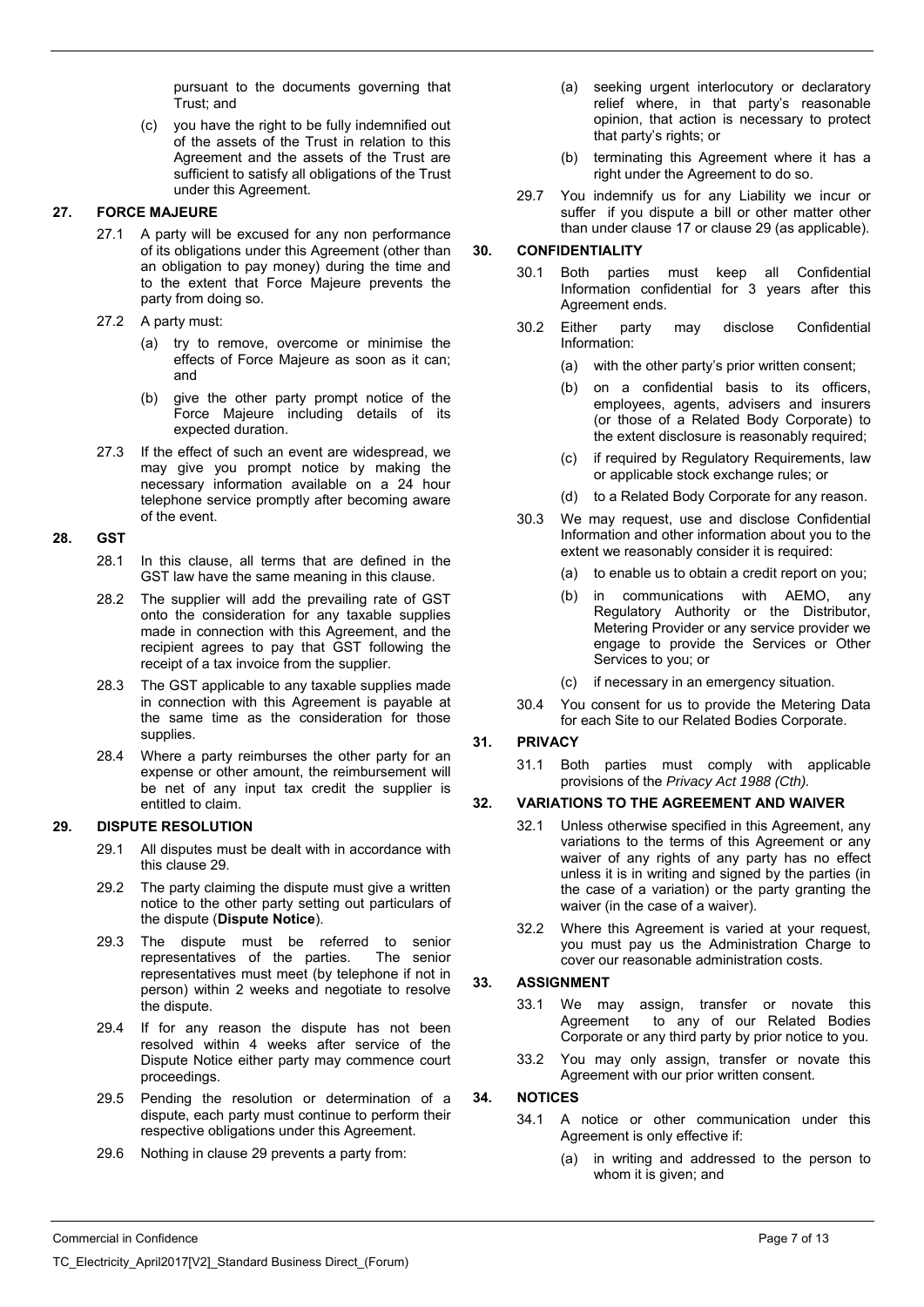pursuant to the documents governing that Trust; and

(c) you have the right to be fully indemnified out of the assets of the Trust in relation to this Agreement and the assets of the Trust are sufficient to satisfy all obligations of the Trust under this Agreement.

## 27. FORCE MAJEURE

27.1 A party will be excused for any non performance of its obligations under this Agreement (other than an obligation to pay money) during the time and to the extent that Force Majeure prevents the party from doing so.

27.2 A party must:

(a) try to remove, overcome or minimise the effects of Force Majeure as soon as it can; and

(b) give the other party prompt notice of the Force Majeure including details of its expected duration.

27.3 If the effect of such an event are widespread, we may give you prompt notice by making the necessary information available on a 24 hour telephone service promptly after becoming aware of the event.

## 28. GST

28.1 In this clause, all terms that are defined in the GST law have the same meaning in this clause.

28.2 The supplier will add the prevailing rate of GST onto the consideration for any taxable supplies made in connection with this Agreement, and the recipient agrees to pay that GST following the receipt of a tax invoice from the supplier.

28.3 The GST applicable to any taxable supplies made in connection with this Agreement is payable at the same time as the consideration for those supplies.

28.4 Where a party reimburses the other party for an expense or other amount, the reimbursement will be net of any input tax credit the supplier is entitled to claim.

## 29. DISPUTE RESOLUTION

29.1 All disputes must be dealt with in accordance with this clause 29.

29.2 The party claiming the dispute must give a written notice to the other party setting out particulars of the dispute (**Dispute Notice**).

29.3 The dispute must be referred to senior representatives of the parties. The senior representatives must meet (by telephone if not in person) within 2 weeks and negotiate to resolve the dispute.

29.4 If for any reason the dispute has not been resolved within 4 weeks after service of the Dispute Notice either party may commence court proceedings.

29.5 Pending the resolution or determination of a dispute, each party must continue to perform their respective obligations under this Agreement.

29.6 Nothing in clause 29 prevents a party from:

(a) seeking urgent interlocutory or declaratory relief where, in that party's reasonable opinion, that action is necessary to protect that party's rights; or

(b) terminating this Agreement where it has a right under the Agreement to do so.

29.7 You indemnify us for any Liability we incur or suffer if you dispute a bill or other matter other than under clause 17 or clause 29 (as applicable).

## 30. CONFIDENTIALITY

30.1 Both parties must keep all Confidential Information confidential for 3 years after this Agreement ends.

30.2 Either party may disclose Confidential Information:

(a) with the other party's prior written consent;

(b) on a confidential basis to its officers, employees, agents, advisers and insurers (or those of a Related Body Corporate) to the extent disclosure is reasonably required;

(c) if required by Regulatory Requirements, law or applicable stock exchange rules; or

(d) to a Related Body Corporate for any reason.

30.3 We may request, use and disclose Confidential Information and other information about you to the extent we reasonably consider it is required:

(a) to enable us to obtain a credit report on you;

(b) in communications with AEMO, any Regulatory Authority or the Distributor, Metering Provider or any service provider we engage to provide the Services or Other Services to you; or

(c) if necessary in an emergency situation.

30.4 You consent for us to provide the Metering Data for each Site to our Related Bodies Corporate.

## 31. PRIVACY

31.1 Both parties must comply with applicable provisions of the *Privacy Act 1988 (Cth).*

## 32. VARIATIONS TO THE AGREEMENT AND WAIVER

32.1 Unless otherwise specified in this Agreement, any variations to the terms of this Agreement or any waiver of any rights of any party has no effect unless it is in writing and signed by the parties (in the case of a variation) or the party granting the waiver (in the case of a waiver).

32.2 Where this Agreement is varied at your request, you must pay us the Administration Charge to cover our reasonable administration costs.

## 33. ASSIGNMENT

33.1 We may assign, transfer or novate this Agreement to any of our Related Bodies Corporate or any third party by prior notice to you.

33.2 You may only assign, transfer or novate this Agreement with our prior written consent.

## 34. NOTICES

34.1 A notice or other communication under this Agreement is only effective if:

(a) in writing and addressed to the person to whom it is given; and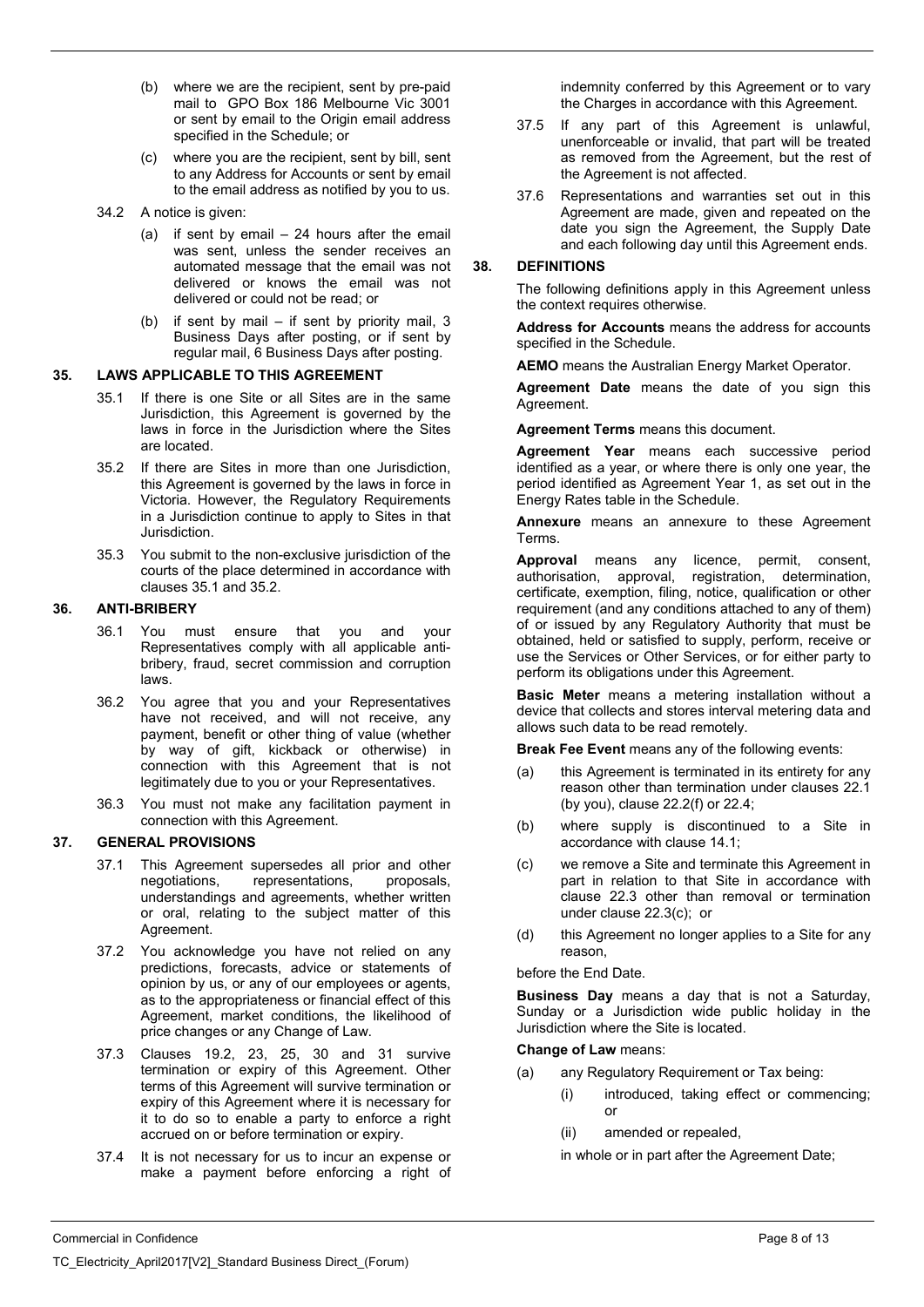(b) where we are the recipient, sent by pre-paid mail to GPO Box 186 Melbourne Vic 3001 or sent by email to the Origin email address specified in the Schedule; or

(c) where you are the recipient, sent by bill, sent to any Address for Accounts or sent by email to the email address as notified by you to us.

34.2 A notice is given:

(a) if sent by email – 24 hours after the email was sent, unless the sender receives an automated message that the email was not delivered or knows the email was not delivered or could not be read; or

(b) if sent by mail – if sent by priority mail, 3 Business Days after posting, or if sent by regular mail, 6 Business Days after posting.

## 35. LAWS APPLICABLE TO THIS AGREEMENT

35.1 If there is one Site or all Sites are in the same Jurisdiction, this Agreement is governed by the laws in force in the Jurisdiction where the Sites are located.

35.2 If there are Sites in more than one Jurisdiction, this Agreement is governed by the laws in force in Victoria. However, the Regulatory Requirements in a Jurisdiction continue to apply to Sites in that Jurisdiction.

35.3 You submit to the non-exclusive jurisdiction of the courts of the place determined in accordance with clauses 35.1 and 35.2.

## 36. ANTI-BRIBERY

36.1 You must ensure that you and your Representatives comply with all applicable anti-bribery, fraud, secret commission and corruption laws.

36.2 You agree that you and your Representatives have not received, and will not receive, any payment, benefit or other thing of value (whether by way of gift, kickback or otherwise) in connection with this Agreement that is not legitimately due to you or your Representatives.

36.3 You must not make any facilitation payment in connection with this Agreement.

## 37. GENERAL PROVISIONS

37.1 This Agreement supersedes all prior and other negotiations, representations, proposals, understandings and agreements, whether written or oral, relating to the subject matter of this Agreement.

37.2 You acknowledge you have not relied on any predictions, forecasts, advice or statements of opinion by us, or any of our employees or agents, as to the appropriateness or financial effect of this Agreement, market conditions, the likelihood of price changes or any Change of Law.

37.3 Clauses 19.2, 23, 25, 30 and 31 survive termination or expiry of this Agreement. Other terms of this Agreement will survive termination or expiry of this Agreement where it is necessary for it to do so to enable a party to enforce a right accrued on or before termination or expiry.

37.4 It is not necessary for us to incur an expense or make a payment before enforcing a right of indemnity conferred by this Agreement or to vary the Charges in accordance with this Agreement.

37.5 If any part of this Agreement is unlawful, unenforceable or invalid, that part will be treated as removed from the Agreement, but the rest of the Agreement is not affected.

37.6 Representations and warranties set out in this Agreement are made, given and repeated on the date you sign the Agreement, the Supply Date and each following day until this Agreement ends.

## 38. DEFINITIONS

The following definitions apply in this Agreement unless the context requires otherwise.

**Address for Accounts** means the address for accounts specified in the Schedule.

**AEMO** means the Australian Energy Market Operator.

**Agreement Date** means the date of you sign this Agreement.

**Agreement Terms** means this document.

**Agreement Year** means each successive period identified as a year, or where there is only one year, the period identified as Agreement Year 1, as set out in the Energy Rates table in the Schedule.

**Annexure** means an annexure to these Agreement Terms.

**Approval** means any licence, permit, consent, authorisation, approval, registration, determination, certificate, exemption, filing, notice, qualification or other requirement (and any conditions attached to any of them) of or issued by any Regulatory Authority that must be obtained, held or satisfied to supply, perform, receive or use the Services or Other Services, or for either party to perform its obligations under this Agreement.

**Basic Meter** means a metering installation without a device that collects and stores interval metering data and allows such data to be read remotely.

**Break Fee Event** means any of the following events:

(a) this Agreement is terminated in its entirety for any reason other than termination under clauses 22.1 (by you), clause 22.2(f) or 22.4;

(b) where supply is discontinued to a Site in accordance with clause 14.1;

(c) we remove a Site and terminate this Agreement in part in relation to that Site in accordance with clause 22.3 other than removal or termination under clause 22.3(c); or

(d) this Agreement no longer applies to a Site for any reason,

before the End Date.

**Business Day** means a day that is not a Saturday, Sunday or a Jurisdiction wide public holiday in the Jurisdiction where the Site is located.

**Change of Law** means:

(a) any Regulatory Requirement or Tax being:

(i) introduced, taking effect or commencing; or

(ii) amended or repealed,

in whole or in part after the Agreement Date;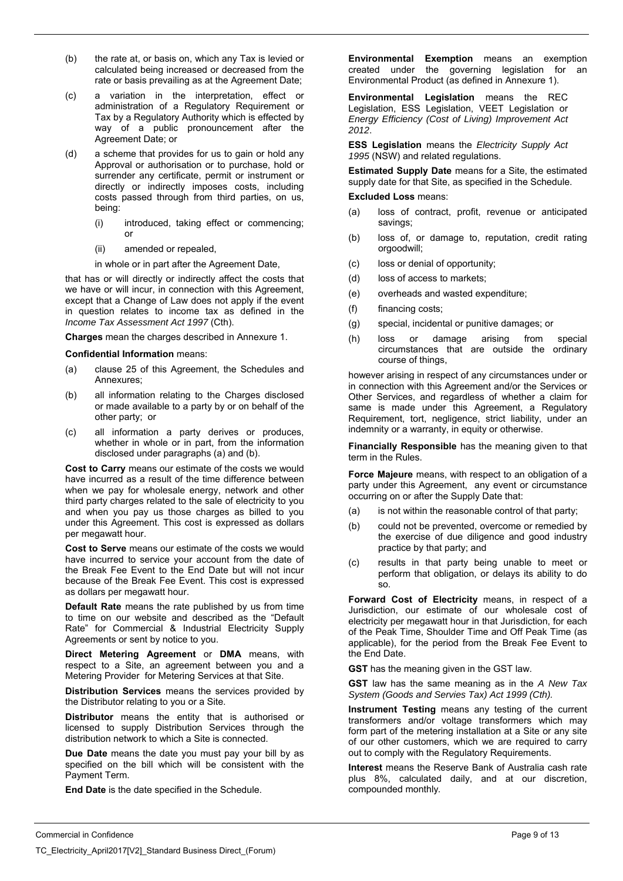(b) the rate at, or basis on, which any Tax is levied or calculated being increased or decreased from the rate or basis prevailing as at the Agreement Date;

(c) a variation in the interpretation, effect or administration of a Regulatory Requirement or Tax by a Regulatory Authority which is effected by way of a public pronouncement after the Agreement Date; or

(d) a scheme that provides for us to gain or hold any Approval or authorisation or to purchase, hold or surrender any certificate, permit or instrument or directly or indirectly imposes costs, including costs passed through from third parties, on us, being:

  (i) introduced, taking effect or commencing; or

  (ii) amended or repealed,

  in whole or in part after the Agreement Date,

that has or will directly or indirectly affect the costs that we have or will incur, in connection with this Agreement, except that a Change of Law does not apply if the event in question relates to income tax as defined in the *Income Tax Assessment Act 1997* (Cth).

**Charges** mean the charges described in Annexure 1.

**Confidential Information** means:

(a) clause 25 of this Agreement, the Schedules and Annexures;

(b) all information relating to the Charges disclosed or made available to a party by or on behalf of the other party; or

(c) all information a party derives or produces, whether in whole or in part, from the information disclosed under paragraphs (a) and (b).

**Cost to Carry** means our estimate of the costs we would have incurred as a result of the time difference between when we pay for wholesale energy, network and other third party charges related to the sale of electricity to you and when you pay us those charges as billed to you under this Agreement. This cost is expressed as dollars per megawatt hour.

**Cost to Serve** means our estimate of the costs we would have incurred to service your account from the date of the Break Fee Event to the End Date but will not incur because of the Break Fee Event. This cost is expressed as dollars per megawatt hour.

**Default Rate** means the rate published by us from time to time on our website and described as the "Default Rate" for Commercial & Industrial Electricity Supply Agreements or sent by notice to you.

**Direct Metering Agreement** or **DMA** means, with respect to a Site, an agreement between you and a Metering Provider for Metering Services at that Site.

**Distribution Services** means the services provided by the Distributor relating to you or a Site.

**Distributor** means the entity that is authorised or licensed to supply Distribution Services through the distribution network to which a Site is connected.

**Due Date** means the date you must pay your bill by as specified on the bill which will be consistent with the Payment Term.

**End Date** is the date specified in the Schedule.

**Environmental Exemption** means an exemption created under the governing legislation for an Environmental Product (as defined in Annexure 1).

**Environmental Legislation** means the REC Legislation, ESS Legislation, VEET Legislation or *Energy Efficiency (Cost of Living) Improvement Act 2012*.

**ESS Legislation** means the *Electricity Supply Act 1995* (NSW) and related regulations.

**Estimated Supply Date** means for a Site, the estimated supply date for that Site, as specified in the Schedule.

**Excluded Loss** means:

(a) loss of contract, profit, revenue or anticipated savings;

(b) loss of, or damage to, reputation, credit rating orgoodwill;

(c) loss or denial of opportunity;

(d) loss of access to markets;

(e) overheads and wasted expenditure;

(f) financing costs;

(g) special, incidental or punitive damages; or

(h) loss or damage arising from special circumstances that are outside the ordinary course of things,

however arising in respect of any circumstances under or in connection with this Agreement and/or the Services or Other Services, and regardless of whether a claim for same is made under this Agreement, a Regulatory Requirement, tort, negligence, strict liability, under an indemnity or a warranty, in equity or otherwise.

**Financially Responsible** has the meaning given to that term in the Rules.

**Force Majeure** means, with respect to an obligation of a party under this Agreement, any event or circumstance occurring on or after the Supply Date that:

(a) is not within the reasonable control of that party;

(b) could not be prevented, overcome or remedied by the exercise of due diligence and good industry practice by that party; and

(c) results in that party being unable to meet or perform that obligation, or delays its ability to do so.

**Forward Cost of Electricity** means, in respect of a Jurisdiction, our estimate of our wholesale cost of electricity per megawatt hour in that Jurisdiction, for each of the Peak Time, Shoulder Time and Off Peak Time (as applicable), for the period from the Break Fee Event to the End Date.

**GST** has the meaning given in the GST law.

**GST** law has the same meaning as in the *A New Tax System (Goods and Servies Tax) Act 1999 (Cth).*

**Instrument Testing** means any testing of the current transformers and/or voltage transformers which may form part of the metering installation at a Site or any site of our other customers, which we are required to carry out to comply with the Regulatory Requirements.

**Interest** means the Reserve Bank of Australia cash rate plus 8%, calculated daily, and at our discretion, compounded monthly.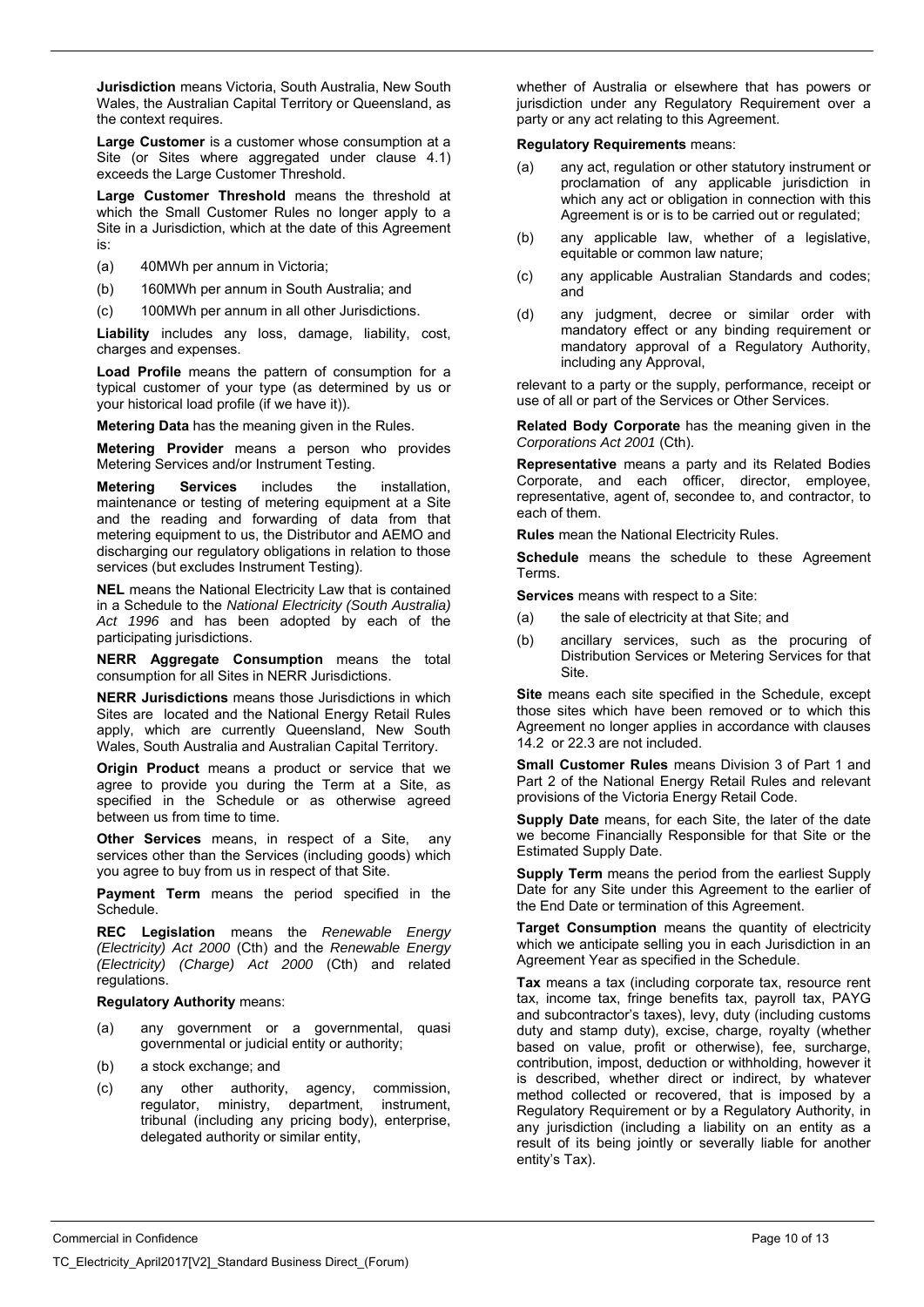**Jurisdiction** means Victoria, South Australia, New South Wales, the Australian Capital Territory or Queensland, as the context requires.

**Large Customer** is a customer whose consumption at a Site (or Sites where aggregated under clause 4.1) exceeds the Large Customer Threshold.

**Large Customer Threshold** means the threshold at which the Small Customer Rules no longer apply to a Site in a Jurisdiction, which at the date of this Agreement is:

(a) 40MWh per annum in Victoria;

(b) 160MWh per annum in South Australia; and

(c) 100MWh per annum in all other Jurisdictions.

**Liability** includes any loss, damage, liability, cost, charges and expenses.

**Load Profile** means the pattern of consumption for a typical customer of your type (as determined by us or your historical load profile (if we have it)).

**Metering Data** has the meaning given in the Rules.

**Metering Provider** means a person who provides Metering Services and/or Instrument Testing.

**Metering Services** includes the installation, maintenance or testing of metering equipment at a Site and the reading and forwarding of data from that metering equipment to us, the Distributor and AEMO and discharging our regulatory obligations in relation to those services (but excludes Instrument Testing).

**NEL** means the National Electricity Law that is contained in a Schedule to the *National Electricity (South Australia) Act 1996* and has been adopted by each of the participating jurisdictions.

**NERR Aggregate Consumption** means the total consumption for all Sites in NERR Jurisdictions.

**NERR Jurisdictions** means those Jurisdictions in which Sites are located and the National Energy Retail Rules apply, which are currently Queensland, New South Wales, South Australia and Australian Capital Territory.

**Origin Product** means a product or service that we agree to provide you during the Term at a Site, as specified in the Schedule or as otherwise agreed between us from time to time.

**Other Services** means, in respect of a Site, any services other than the Services (including goods) which you agree to buy from us in respect of that Site.

**Payment Term** means the period specified in the Schedule.

**REC Legislation** means the *Renewable Energy (Electricity) Act 2000* (Cth) and the *Renewable Energy (Electricity) (Charge) Act 2000* (Cth) and related regulations.

**Regulatory Authority** means:

(a) any government or a governmental, quasi governmental or judicial entity or authority;

(b) a stock exchange; and

(c) any other authority, agency, commission, regulator, ministry, department, instrument, tribunal (including any pricing body), enterprise, delegated authority or similar entity,

whether of Australia or elsewhere that has powers or jurisdiction under any Regulatory Requirement over a party or any act relating to this Agreement.

**Regulatory Requirements** means:

(a) any act, regulation or other statutory instrument or proclamation of any applicable jurisdiction in which any act or obligation in connection with this Agreement is or is to be carried out or regulated;

(b) any applicable law, whether of a legislative, equitable or common law nature;

(c) any applicable Australian Standards and codes; and

(d) any judgment, decree or similar order with mandatory effect or any binding requirement or mandatory approval of a Regulatory Authority, including any Approval,

relevant to a party or the supply, performance, receipt or use of all or part of the Services or Other Services.

**Related Body Corporate** has the meaning given in the *Corporations Act 2001* (Cth).

**Representative** means a party and its Related Bodies Corporate, and each officer, director, employee, representative, agent of, secondee to, and contractor, to each of them.

**Rules** mean the National Electricity Rules.

**Schedule** means the schedule to these Agreement Terms.

**Services** means with respect to a Site:

(a) the sale of electricity at that Site; and

(b) ancillary services, such as the procuring of Distribution Services or Metering Services for that Site.

**Site** means each site specified in the Schedule, except those sites which have been removed or to which this Agreement no longer applies in accordance with clauses 14.2 or 22.3 are not included.

**Small Customer Rules** means Division 3 of Part 1 and Part 2 of the National Energy Retail Rules and relevant provisions of the Victoria Energy Retail Code.

**Supply Date** means, for each Site, the later of the date we become Financially Responsible for that Site or the Estimated Supply Date.

**Supply Term** means the period from the earliest Supply Date for any Site under this Agreement to the earlier of the End Date or termination of this Agreement.

**Target Consumption** means the quantity of electricity which we anticipate selling you in each Jurisdiction in an Agreement Year as specified in the Schedule.

**Tax** means a tax (including corporate tax, resource rent tax, income tax, fringe benefits tax, payroll tax, PAYG and subcontractor's taxes), levy, duty (including customs duty and stamp duty), excise, charge, royalty (whether based on value, profit or otherwise), fee, surcharge, contribution, impost, deduction or withholding, however it is described, whether direct or indirect, by whatever method collected or recovered, that is imposed by a Regulatory Requirement or by a Regulatory Authority, in any jurisdiction (including a liability on an entity as a result of its being jointly or severally liable for another entity's Tax).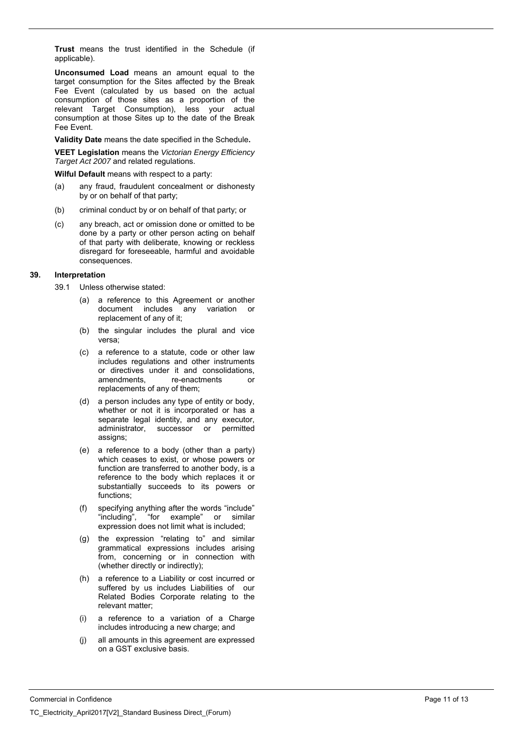**Trust** means the trust identified in the Schedule (if applicable).

**Unconsumed Load** means an amount equal to the target consumption for the Sites affected by the Break Fee Event (calculated by us based on the actual consumption of those sites as a proportion of the relevant Target Consumption), less your actual consumption at those Sites up to the date of the Break Fee Event.

**Validity Date** means the date specified in the Schedule**.**

**VEET Legislation** means the *Victorian Energy Efficiency Target Act 2007* and related regulations.

**Wilful Default** means with respect to a party:

(a) any fraud, fraudulent concealment or dishonesty by or on behalf of that party;

(b) criminal conduct by or on behalf of that party; or

(c) any breach, act or omission done or omitted to be done by a party or other person acting on behalf of that party with deliberate, knowing or reckless disregard for foreseeable, harmful and avoidable consequences.

## 39. Interpretation

39.1 Unless otherwise stated:

(a) a reference to this Agreement or another document includes any variation or replacement of any of it;

(b) the singular includes the plural and vice versa;

(c) a reference to a statute, code or other law includes regulations and other instruments or directives under it and consolidations, amendments, re-enactments or replacements of any of them;

(d) a person includes any type of entity or body, whether or not it is incorporated or has a separate legal identity, and any executor, administrator, successor or permitted assigns;

(e) a reference to a body (other than a party) which ceases to exist, or whose powers or function are transferred to another body, is a reference to the body which replaces it or substantially succeeds to its powers or functions;

(f) specifying anything after the words "include" "including", "for example" or similar expression does not limit what is included;

(g) the expression "relating to" and similar grammatical expressions includes arising from, concerning or in connection with (whether directly or indirectly);

(h) a reference to a Liability or cost incurred or suffered by us includes Liabilities of our Related Bodies Corporate relating to the relevant matter;

(i) a reference to a variation of a Charge includes introducing a new charge; and

(j) all amounts in this agreement are expressed on a GST exclusive basis.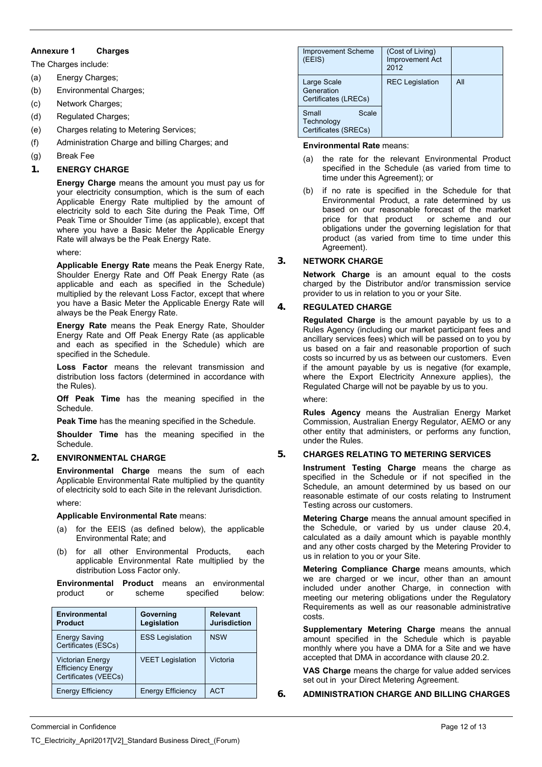**Annexure 1 Charges**

The Charges include:

(a) Energy Charges;

(b) Environmental Charges;

(c) Network Charges;

(d) Regulated Charges;

(e) Charges relating to Metering Services;

(f) Administration Charge and billing Charges; and

(g) Break Fee

## 1. ENERGY CHARGE

**Energy Charge** means the amount you must pay us for your electricity consumption, which is the sum of each Applicable Energy Rate multiplied by the amount of electricity sold to each Site during the Peak Time, Off Peak Time or Shoulder Time (as applicable), except that where you have a Basic Meter the Applicable Energy Rate will always be the Peak Energy Rate.

where:

**Applicable Energy Rate** means the Peak Energy Rate, Shoulder Energy Rate and Off Peak Energy Rate (as applicable and each as specified in the Schedule) multiplied by the relevant Loss Factor, except that where you have a Basic Meter the Applicable Energy Rate will always be the Peak Energy Rate.

**Energy Rate** means the Peak Energy Rate, Shoulder Energy Rate and Off Peak Energy Rate (as applicable and each as specified in the Schedule) which are specified in the Schedule.

**Loss Factor** means the relevant transmission and distribution loss factors (determined in accordance with the Rules).

**Off Peak Time** has the meaning specified in the Schedule.

**Peak Time** has the meaning specified in the Schedule.

**Shoulder Time** has the meaning specified in the Schedule.

## 2. ENVIRONMENTAL CHARGE

**Environmental Charge** means the sum of each Applicable Environmental Rate multiplied by the quantity of electricity sold to each Site in the relevant Jurisdiction.

where:

**Applicable Environmental Rate** means:

(a) for the EEIS (as defined below), the applicable Environmental Rate; and

(b) for all other Environmental Products, each applicable Environmental Rate multiplied by the distribution Loss Factor only.

**Environmental Product** means an environmental product or scheme specified below:

| Environmental Product | Governing Legislation | Relevant Jurisdiction |
|---|---|---|
| Energy Saving Certificates (ESCs) | ESS Legislation | NSW |
| Victorian Energy Efficiency Energy Certificates (VEECs) | VEET Legislation | Victoria |
| Energy Efficiency Improvement Scheme (EEIS) | Energy Efficiency (Cost of Living) Improvement Act 2012 | ACT |
| Large Scale Generation Certificates (LRECs) | REC Legislation | All |
| Small Scale Technology Certificates (SRECs) | | |

**Environmental Rate** means:

(a) the rate for the relevant Environmental Product specified in the Schedule (as varied from time to time under this Agreement); or

(b) if no rate is specified in the Schedule for that Environmental Product, a rate determined by us based on our reasonable forecast of the market price for that product or scheme and our obligations under the governing legislation for that product (as varied from time to time under this Agreement).

## 3. NETWORK CHARGE

**Network Charge** is an amount equal to the costs charged by the Distributor and/or transmission service provider to us in relation to you or your Site.

## 4. REGULATED CHARGE

**Regulated Charge** is the amount payable by us to a Rules Agency (including our market participant fees and ancillary services fees) which will be passed on to you by us based on a fair and reasonable proportion of such costs so incurred by us as between our customers. Even if the amount payable by us is negative (for example, where the Export Electricity Annexure applies), the Regulated Charge will not be payable by us to you.

where:

**Rules Agency** means the Australian Energy Market Commission, Australian Energy Regulator, AEMO or any other entity that administers, or performs any function, under the Rules.

## 5. CHARGES RELATING TO METERING SERVICES

**Instrument Testing Charge** means the charge as specified in the Schedule or if not specified in the Schedule, an amount determined by us based on our reasonable estimate of our costs relating to Instrument Testing across our customers.

**Metering Charge** means the annual amount specified in the Schedule, or varied by us under clause 20.4, calculated as a daily amount which is payable monthly and any other costs charged by the Metering Provider to us in relation to you or your Site.

**Metering Compliance Charge** means amounts, which we are charged or we incur, other than an amount included under another Charge, in connection with meeting our metering obligations under the Regulatory Requirements as well as our reasonable administrative costs.

**Supplementary Metering Charge** means the annual amount specified in the Schedule which is payable monthly where you have a DMA for a Site and we have accepted that DMA in accordance with clause 20.2.

**VAS Charge** means the charge for value added services set out in your Direct Metering Agreement.

## 6. ADMINISTRATION CHARGE AND BILLING CHARGES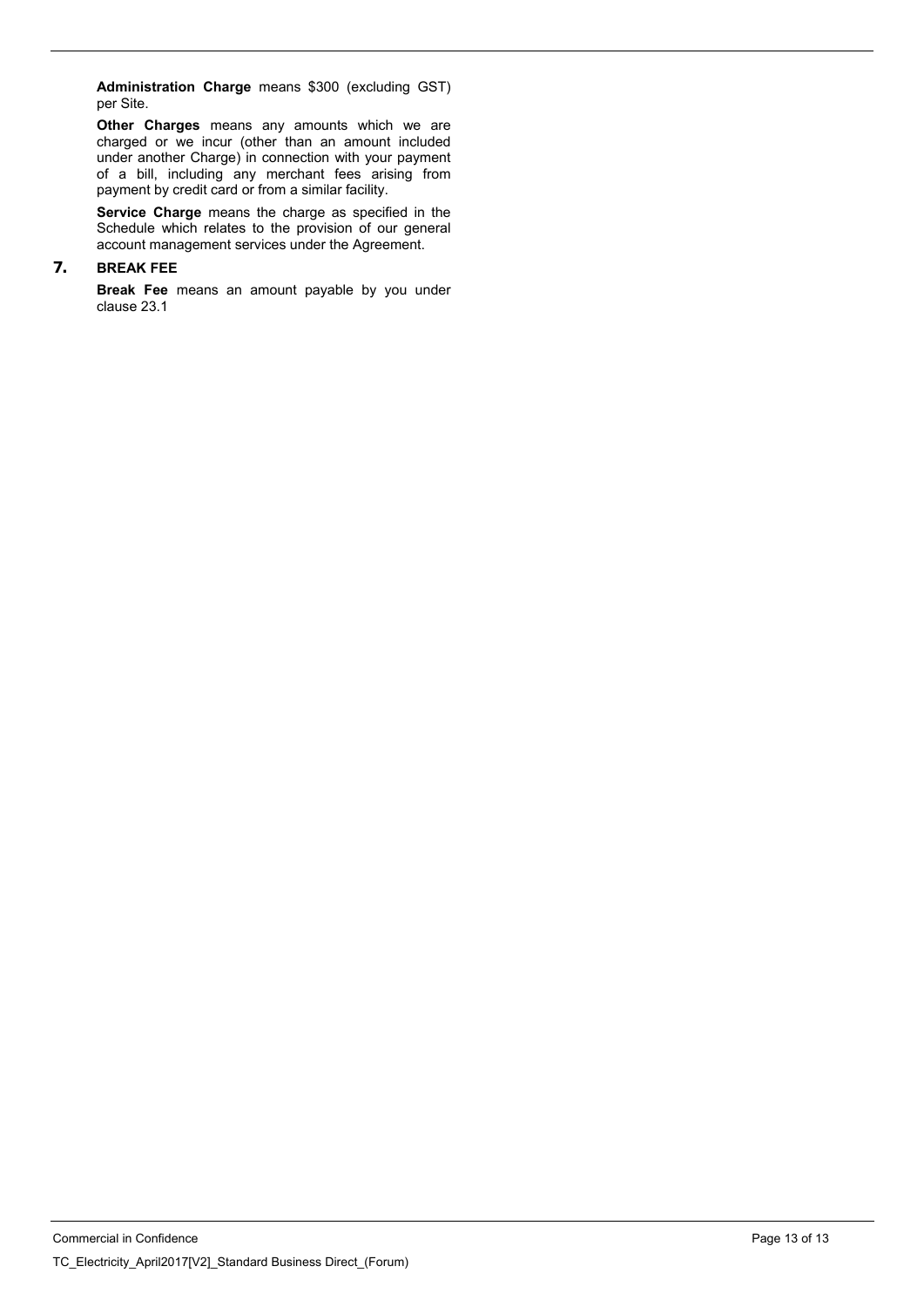**Administration Charge** means $300 (excluding GST) per Site.

**Other Charges** means any amounts which we are charged or we incur (other than an amount included under another Charge) in connection with your payment of a bill, including any merchant fees arising from payment by credit card or from a similar facility.

**Service Charge** means the charge as specified in the Schedule which relates to the provision of our general account management services under the Agreement.

## 7. BREAK FEE

**Break Fee** means an amount payable by you under clause 23.1